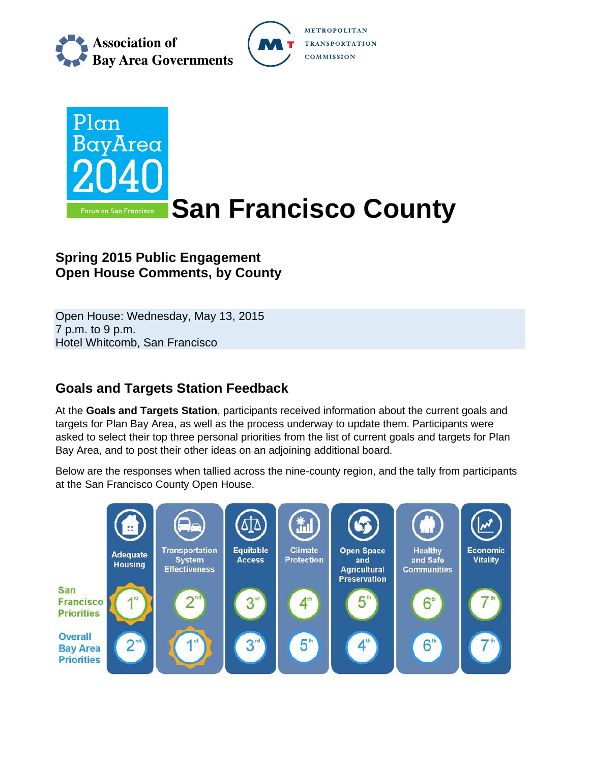Association of Bay Area Governments

METROPOLITAN TRANSPORTATION COMMISSION

Plan Bay Area 2040

Focus on San Francisco

# San Francisco County

## Spring 2015 Public Engagement
## Open House Comments, by County

Open House: Wednesday, May 13, 2015
7 p.m. to 9 p.m.
Hotel Whitcomb, San Francisco

## Goals and Targets Station Feedback

At the **Goals and Targets Station**, participants received information about the current goals and targets for Plan Bay Area, as well as the process underway to update them. Participants were asked to select their top three personal priorities from the list of current goals and targets for Plan Bay Area, and to post their other ideas on an adjoining additional board.

Below are the responses when tallied across the nine-county region, and the tally from participants at the San Francisco County Open House.

| | Adequate Housing | Transportation System Effectiveness | Equitable Access | Climate Protection | Open Space and Agricultural Preservation | Healthy and Safe Communities | Economic Vitality |
|---|---|---|---|---|---|---|---|
| San Francisco Priorities | 1st | 2nd | 3rd | 4th | 5th | 6th | 7th |
| Overall Bay Area Priorities | 2nd | 1st | 3rd | 5th | 4th | 6th | 7th |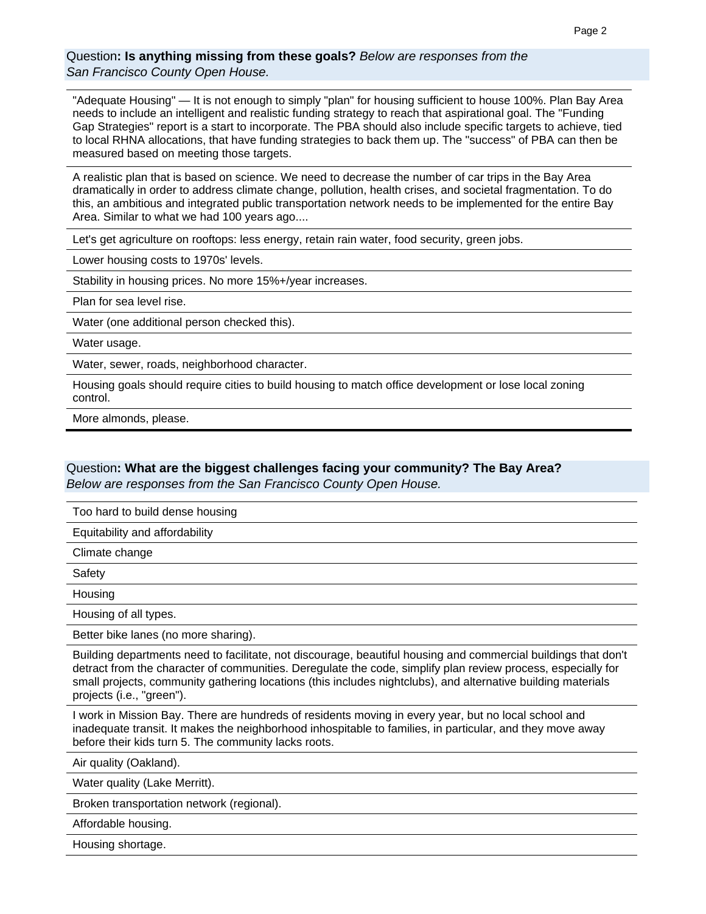Question**: Is anything missing from these goals?** *Below are responses from the San Francisco County Open House.*

"Adequate Housing" — It is not enough to simply "plan" for housing sufficient to house 100%. Plan Bay Area needs to include an intelligent and realistic funding strategy to reach that aspirational goal. The "Funding Gap Strategies" report is a start to incorporate. The PBA should also include specific targets to achieve, tied to local RHNA allocations, that have funding strategies to back them up. The "success" of PBA can then be measured based on meeting those targets.

A realistic plan that is based on science. We need to decrease the number of car trips in the Bay Area dramatically in order to address climate change, pollution, health crises, and societal fragmentation. To do this, an ambitious and integrated public transportation network needs to be implemented for the entire Bay Area. Similar to what we had 100 years ago....

Let's get agriculture on rooftops: less energy, retain rain water, food security, green jobs.

Lower housing costs to 1970s' levels.

Stability in housing prices. No more 15%+/year increases.

Plan for sea level rise.

Water (one additional person checked this).

Water usage.

Water, sewer, roads, neighborhood character.

Housing goals should require cities to build housing to match office development or lose local zoning control.

More almonds, please.

Question**: What are the biggest challenges facing your community? The Bay Area?** *Below are responses from the San Francisco County Open House.*

Too hard to build dense housing

Equitability and affordability

Climate change

Safety

Housing

Housing of all types.

Better bike lanes (no more sharing).

Building departments need to facilitate, not discourage, beautiful housing and commercial buildings that don't detract from the character of communities. Deregulate the code, simplify plan review process, especially for small projects, community gathering locations (this includes nightclubs), and alternative building materials projects (i.e., "green").

I work in Mission Bay. There are hundreds of residents moving in every year, but no local school and inadequate transit. It makes the neighborhood inhospitable to families, in particular, and they move away before their kids turn 5. The community lacks roots.

Air quality (Oakland).

Water quality (Lake Merritt).

Broken transportation network (regional).

Affordable housing.

Housing shortage.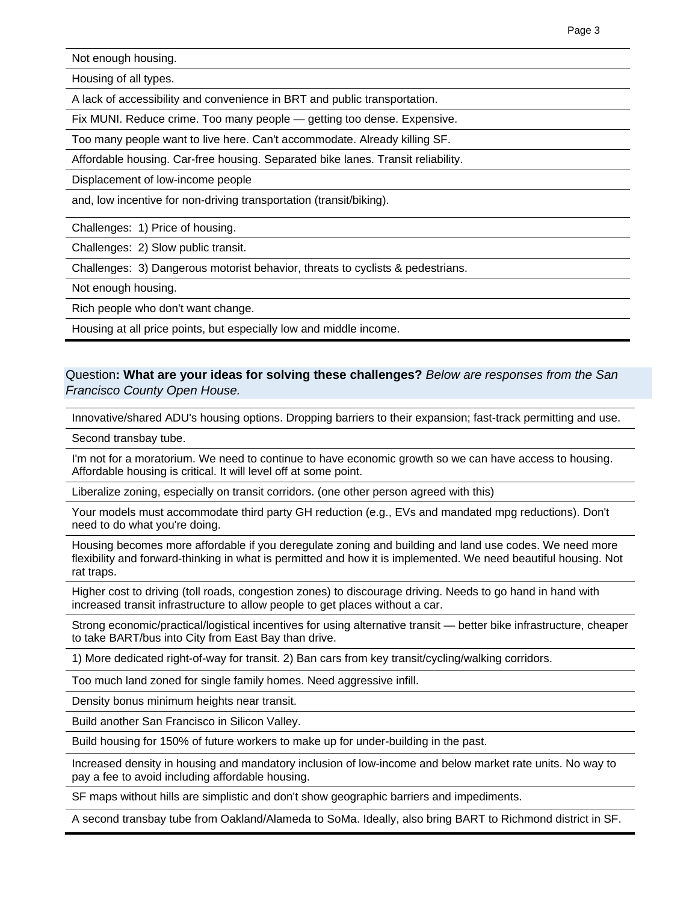| |
|---|
| Not enough housing. |
| Housing of all types. |
| A lack of accessibility and convenience in BRT and public transportation. |
| Fix MUNI. Reduce crime. Too many people — getting too dense. Expensive. |
| Too many people want to live here. Can't accommodate. Already killing SF. |
| Affordable housing. Car-free housing. Separated bike lanes. Transit reliability. |
| Displacement of low-income people |
| and, low incentive for non-driving transportation (transit/biking). |
| Challenges: 1) Price of housing. |
| Challenges: 2) Slow public transit. |
| Challenges: 3) Dangerous motorist behavior, threats to cyclists & pedestrians. |
| Not enough housing. |
| Rich people who don't want change. |
| Housing at all price points, but especially low and middle income. |

Question**: What are your ideas for solving these challenges?** *Below are responses from the San Francisco County Open House.*

| |
|---|
| Innovative/shared ADU's housing options. Dropping barriers to their expansion; fast-track permitting and use. |
| Second transbay tube. |
| I'm not for a moratorium. We need to continue to have economic growth so we can have access to housing. Affordable housing is critical. It will level off at some point. |
| Liberalize zoning, especially on transit corridors. (one other person agreed with this) |
| Your models must accommodate third party GH reduction (e.g., EVs and mandated mpg reductions). Don't need to do what you're doing. |
| Housing becomes more affordable if you deregulate zoning and building and land use codes. We need more flexibility and forward-thinking in what is permitted and how it is implemented. We need beautiful housing. Not rat traps. |
| Higher cost to driving (toll roads, congestion zones) to discourage driving. Needs to go hand in hand with increased transit infrastructure to allow people to get places without a car. |
| Strong economic/practical/logistical incentives for using alternative transit — better bike infrastructure, cheaper to take BART/bus into City from East Bay than drive. |
| 1) More dedicated right-of-way for transit. 2) Ban cars from key transit/cycling/walking corridors. |
| Too much land zoned for single family homes. Need aggressive infill. |
| Density bonus minimum heights near transit. |
| Build another San Francisco in Silicon Valley. |
| Build housing for 150% of future workers to make up for under-building in the past. |
| Increased density in housing and mandatory inclusion of low-income and below market rate units. No way to pay a fee to avoid including affordable housing. |
| SF maps without hills are simplistic and don't show geographic barriers and impediments. |
| A second transbay tube from Oakland/Alameda to SoMa. Ideally, also bring BART to Richmond district in SF. |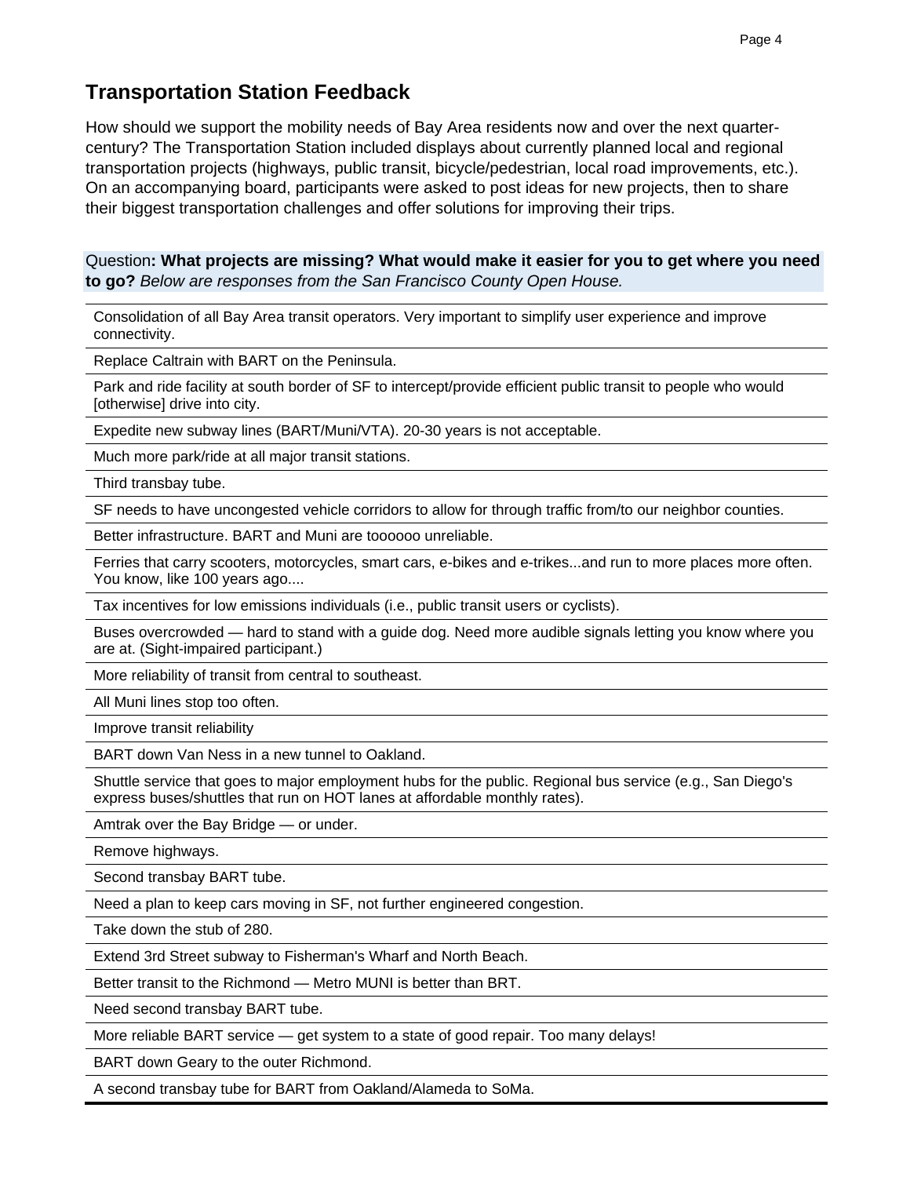## Transportation Station Feedback

How should we support the mobility needs of Bay Area residents now and over the next quarter-century? The Transportation Station included displays about currently planned local and regional transportation projects (highways, public transit, bicycle/pedestrian, local road improvements, etc.). On an accompanying board, participants were asked to post ideas for new projects, then to share their biggest transportation challenges and offer solutions for improving their trips.

Question**: What projects are missing? What would make it easier for you to get where you need to go?** *Below are responses from the San Francisco County Open House.*

| |
|---|
| Consolidation of all Bay Area transit operators. Very important to simplify user experience and improve connectivity. |
| Replace Caltrain with BART on the Peninsula. |
| Park and ride facility at south border of SF to intercept/provide efficient public transit to people who would [otherwise] drive into city. |
| Expedite new subway lines (BART/Muni/VTA). 20-30 years is not acceptable. |
| Much more park/ride at all major transit stations. |
| Third transbay tube. |
| SF needs to have uncongested vehicle corridors to allow for through traffic from/to our neighbor counties. |
| Better infrastructure. BART and Muni are toooooo unreliable. |
| Ferries that carry scooters, motorcycles, smart cars, e-bikes and e-trikes...and run to more places more often. You know, like 100 years ago.... |
| Tax incentives for low emissions individuals (i.e., public transit users or cyclists). |
| Buses overcrowded — hard to stand with a guide dog. Need more audible signals letting you know where you are at. (Sight-impaired participant.) |
| More reliability of transit from central to southeast. |
| All Muni lines stop too often. |
| Improve transit reliability |
| BART down Van Ness in a new tunnel to Oakland. |
| Shuttle service that goes to major employment hubs for the public. Regional bus service (e.g., San Diego's express buses/shuttles that run on HOT lanes at affordable monthly rates). |
| Amtrak over the Bay Bridge — or under. |
| Remove highways. |
| Second transbay BART tube. |
| Need a plan to keep cars moving in SF, not further engineered congestion. |
| Take down the stub of 280. |
| Extend 3rd Street subway to Fisherman's Wharf and North Beach. |
| Better transit to the Richmond — Metro MUNI is better than BRT. |
| Need second transbay BART tube. |
| More reliable BART service — get system to a state of good repair. Too many delays! |
| BART down Geary to the outer Richmond. |
| A second transbay tube for BART from Oakland/Alameda to SoMa. |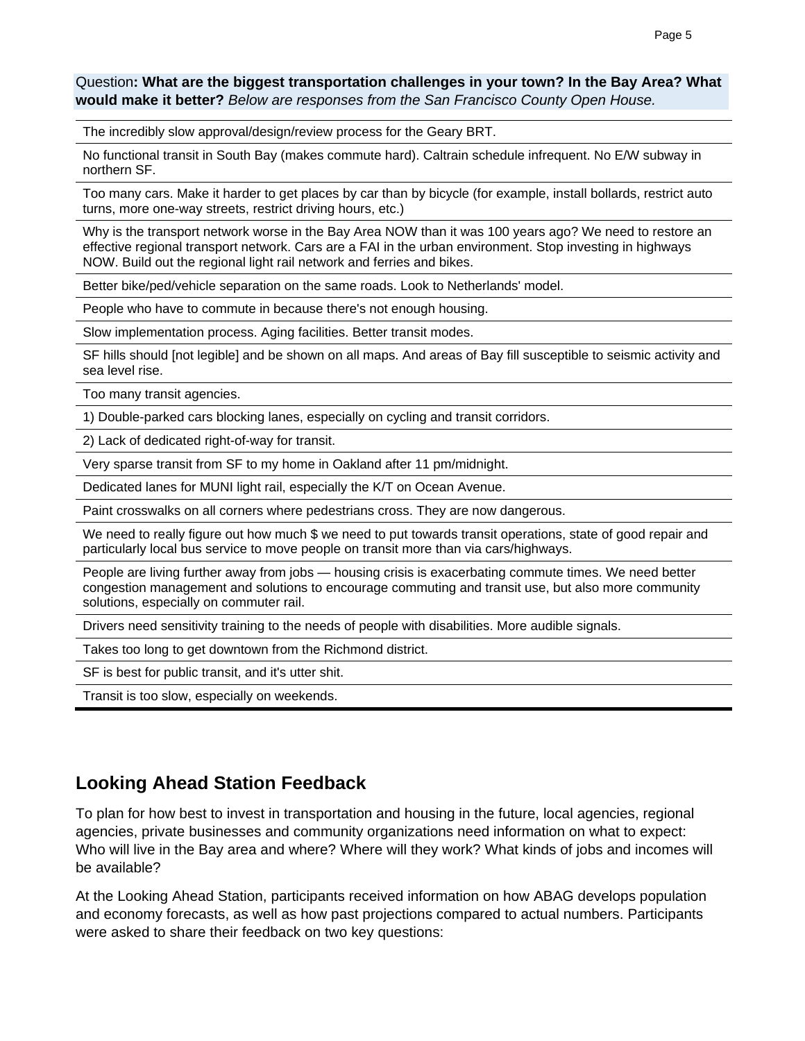Question**: What are the biggest transportation challenges in your town? In the Bay Area? What would make it better?** *Below are responses from the San Francisco County Open House.*

| |
|---|
| The incredibly slow approval/design/review process for the Geary BRT. |
| No functional transit in South Bay (makes commute hard). Caltrain schedule infrequent. No E/W subway in northern SF. |
| Too many cars. Make it harder to get places by car than by bicycle (for example, install bollards, restrict auto turns, more one-way streets, restrict driving hours, etc.) |
| Why is the transport network worse in the Bay Area NOW than it was 100 years ago? We need to restore an effective regional transport network. Cars are a FAI in the urban environment. Stop investing in highways NOW. Build out the regional light rail network and ferries and bikes. |
| Better bike/ped/vehicle separation on the same roads. Look to Netherlands' model. |
| People who have to commute in because there's not enough housing. |
| Slow implementation process. Aging facilities. Better transit modes. |
| SF hills should [not legible] and be shown on all maps. And areas of Bay fill susceptible to seismic activity and sea level rise. |
| Too many transit agencies. |
| 1) Double-parked cars blocking lanes, especially on cycling and transit corridors. |
| 2) Lack of dedicated right-of-way for transit. |
| Very sparse transit from SF to my home in Oakland after 11 pm/midnight. |
| Dedicated lanes for MUNI light rail, especially the K/T on Ocean Avenue. |
| Paint crosswalks on all corners where pedestrians cross. They are now dangerous. |
| We need to really figure out how much $ we need to put towards transit operations, state of good repair and particularly local bus service to move people on transit more than via cars/highways. |
| People are living further away from jobs — housing crisis is exacerbating commute times. We need better congestion management and solutions to encourage commuting and transit use, but also more community solutions, especially on commuter rail. |
| Drivers need sensitivity training to the needs of people with disabilities. More audible signals. |
| Takes too long to get downtown from the Richmond district. |
| SF is best for public transit, and it's utter shit. |
| Transit is too slow, especially on weekends. |

## Looking Ahead Station Feedback

To plan for how best to invest in transportation and housing in the future, local agencies, regional agencies, private businesses and community organizations need information on what to expect: Who will live in the Bay area and where? Where will they work? What kinds of jobs and incomes will be available?

At the Looking Ahead Station, participants received information on how ABAG develops population and economy forecasts, as well as how past projections compared to actual numbers. Participants were asked to share their feedback on two key questions: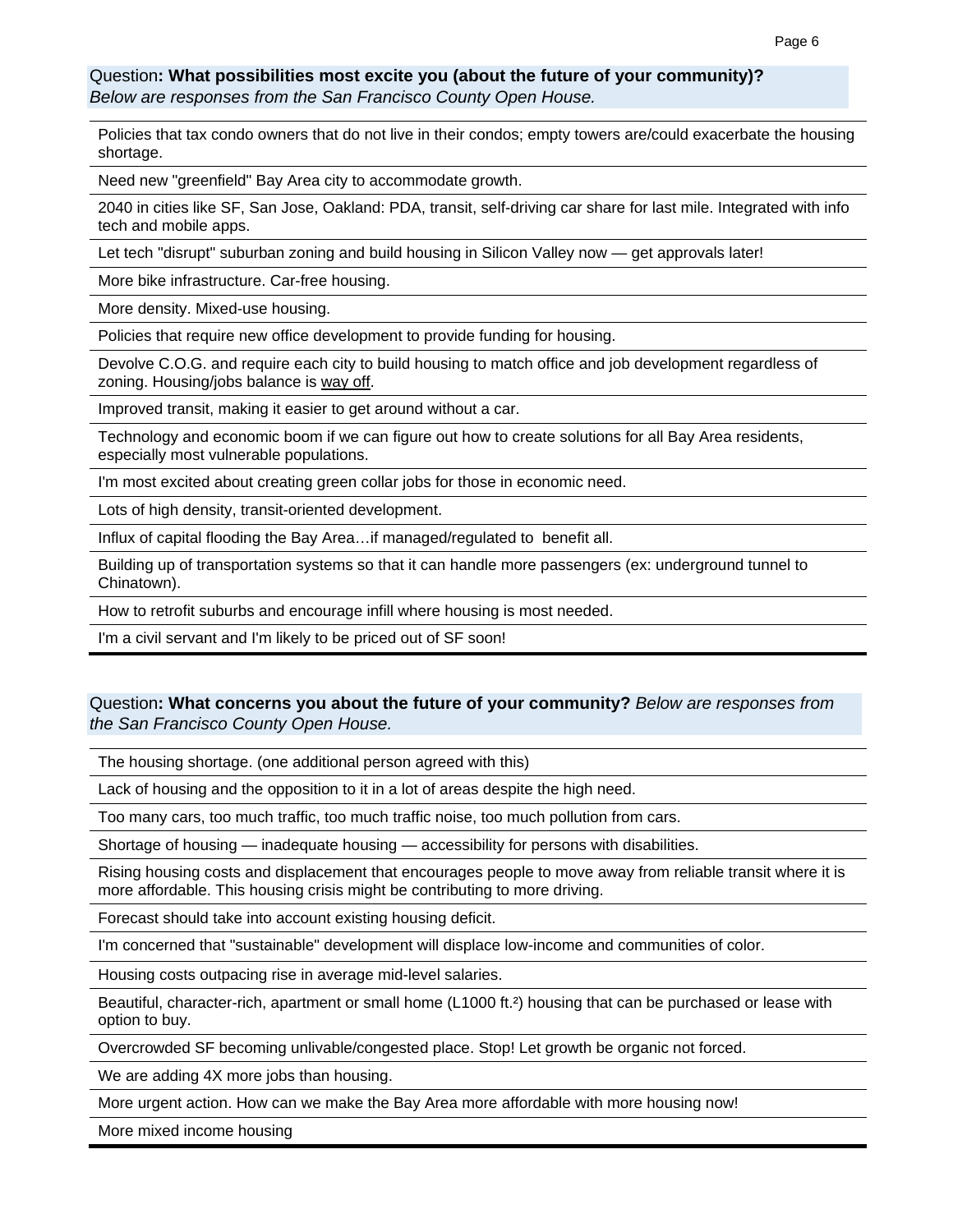Question**: What possibilities most excite you (about the future of your community)?**
*Below are responses from the San Francisco County Open House.*

| |
|---|
| Policies that tax condo owners that do not live in their condos; empty towers are/could exacerbate the housing shortage. |
| Need new "greenfield" Bay Area city to accommodate growth. |
| 2040 in cities like SF, San Jose, Oakland: PDA, transit, self-driving car share for last mile. Integrated with info tech and mobile apps. |
| Let tech "disrupt" suburban zoning and build housing in Silicon Valley now — get approvals later! |
| More bike infrastructure. Car-free housing. |
| More density. Mixed-use housing. |
| Policies that require new office development to provide funding for housing. |
| Devolve C.O.G. and require each city to build housing to match office and job development regardless of zoning. Housing/jobs balance is <u>way off</u>. |
| Improved transit, making it easier to get around without a car. |
| Technology and economic boom if we can figure out how to create solutions for all Bay Area residents, especially most vulnerable populations. |
| I'm most excited about creating green collar jobs for those in economic need. |
| Lots of high density, transit-oriented development. |
| Influx of capital flooding the Bay Area…if managed/regulated to benefit all. |
| Building up of transportation systems so that it can handle more passengers (ex: underground tunnel to Chinatown). |
| How to retrofit suburbs and encourage infill where housing is most needed. |
| I'm a civil servant and I'm likely to be priced out of SF soon! |

Question**: What concerns you about the future of your community?** *Below are responses from the San Francisco County Open House.*

| |
|---|
| The housing shortage. (one additional person agreed with this) |
| Lack of housing and the opposition to it in a lot of areas despite the high need. |
| Too many cars, too much traffic, too much traffic noise, too much pollution from cars. |
| Shortage of housing — inadequate housing — accessibility for persons with disabilities. |
| Rising housing costs and displacement that encourages people to move away from reliable transit where it is more affordable. This housing crisis might be contributing to more driving. |
| Forecast should take into account existing housing deficit. |
| I'm concerned that "sustainable" development will displace low-income and communities of color. |
| Housing costs outpacing rise in average mid-level salaries. |
| Beautiful, character-rich, apartment or small home (L1000 ft.$^2$) housing that can be purchased or lease with option to buy. |
| Overcrowded SF becoming unlivable/congested place. Stop! Let growth be organic not forced. |
| We are adding 4X more jobs than housing. |
| More urgent action. How can we make the Bay Area more affordable with more housing now! |
| More mixed income housing |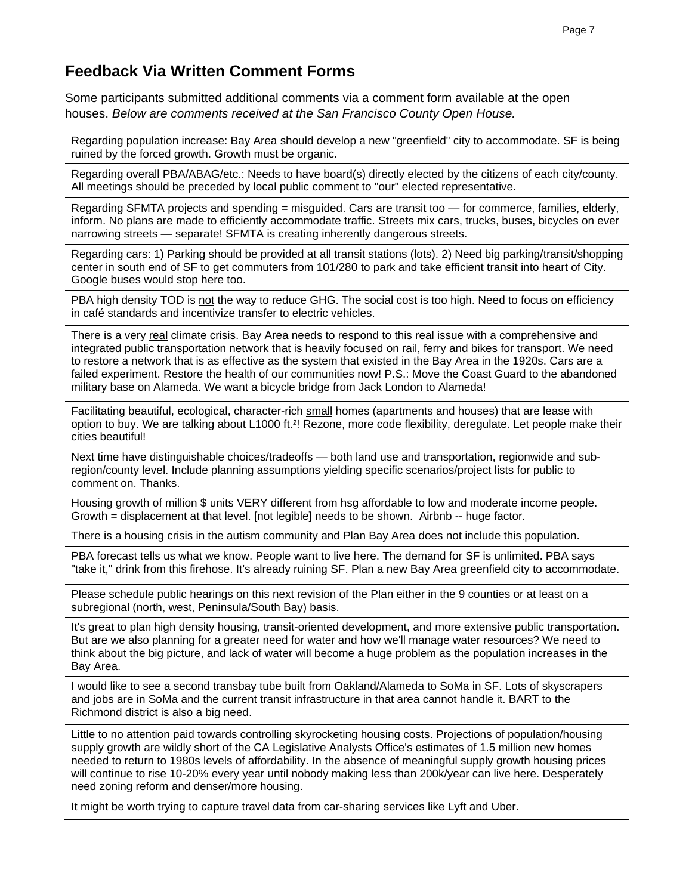## Feedback Via Written Comment Forms

Some participants submitted additional comments via a comment form available at the open houses. *Below are comments received at the San Francisco County Open House.*

---

Regarding population increase: Bay Area should develop a new "greenfield" city to accommodate. SF is being ruined by the forced growth. Growth must be organic.

---

Regarding overall PBA/ABAG/etc.: Needs to have board(s) directly elected by the citizens of each city/county. All meetings should be preceded by local public comment to "our" elected representative.

---

Regarding SFMTA projects and spending = misguided. Cars are transit too — for commerce, families, elderly, inform. No plans are made to efficiently accommodate traffic. Streets mix cars, trucks, buses, bicycles on ever narrowing streets — separate! SFMTA is creating inherently dangerous streets.

---

Regarding cars: 1) Parking should be provided at all transit stations (lots). 2) Need big parking/transit/shopping center in south end of SF to get commuters from 101/280 to park and take efficient transit into heart of City. Google buses would stop here too.

---

PBA high density TOD is <u>not</u> the way to reduce GHG. The social cost is too high. Need to focus on efficiency in café standards and incentivize transfer to electric vehicles.

---

There is a very <u>real</u> climate crisis. Bay Area needs to respond to this real issue with a comprehensive and integrated public transportation network that is heavily focused on rail, ferry and bikes for transport. We need to restore a network that is as effective as the system that existed in the Bay Area in the 1920s. Cars are a failed experiment. Restore the health of our communities now! P.S.: Move the Coast Guard to the abandoned military base on Alameda. We want a bicycle bridge from Jack London to Alameda!

---

Facilitating beautiful, ecological, character-rich <u>small</u> homes (apartments and houses) that are lease with option to buy. We are talking about L1000 ft.²! Rezone, more code flexibility, deregulate. Let people make their cities beautiful!

---

Next time have distinguishable choices/tradeoffs — both land use and transportation, regionwide and sub-region/county level. Include planning assumptions yielding specific scenarios/project lists for public to comment on. Thanks.

---

Housing growth of million $ units VERY different from hsg affordable to low and moderate income people. Growth = displacement at that level. [not legible] needs to be shown. Airbnb -- huge factor.

---

There is a housing crisis in the autism community and Plan Bay Area does not include this population.

---

PBA forecast tells us what we know. People want to live here. The demand for SF is unlimited. PBA says "take it," drink from this firehose. It's already ruining SF. Plan a new Bay Area greenfield city to accommodate.

---

Please schedule public hearings on this next revision of the Plan either in the 9 counties or at least on a subregional (north, west, Peninsula/South Bay) basis.

---

It's great to plan high density housing, transit-oriented development, and more extensive public transportation. But are we also planning for a greater need for water and how we'll manage water resources? We need to think about the big picture, and lack of water will become a huge problem as the population increases in the Bay Area.

---

I would like to see a second transbay tube built from Oakland/Alameda to SoMa in SF. Lots of skyscrapers and jobs are in SoMa and the current transit infrastructure in that area cannot handle it. BART to the Richmond district is also a big need.

---

Little to no attention paid towards controlling skyrocketing housing costs. Projections of population/housing supply growth are wildly short of the CA Legislative Analysts Office's estimates of 1.5 million new homes needed to return to 1980s levels of affordability. In the absence of meaningful supply growth housing prices will continue to rise 10-20% every year until nobody making less than 200k/year can live here. Desperately need zoning reform and denser/more housing.

---

It might be worth trying to capture travel data from car-sharing services like Lyft and Uber.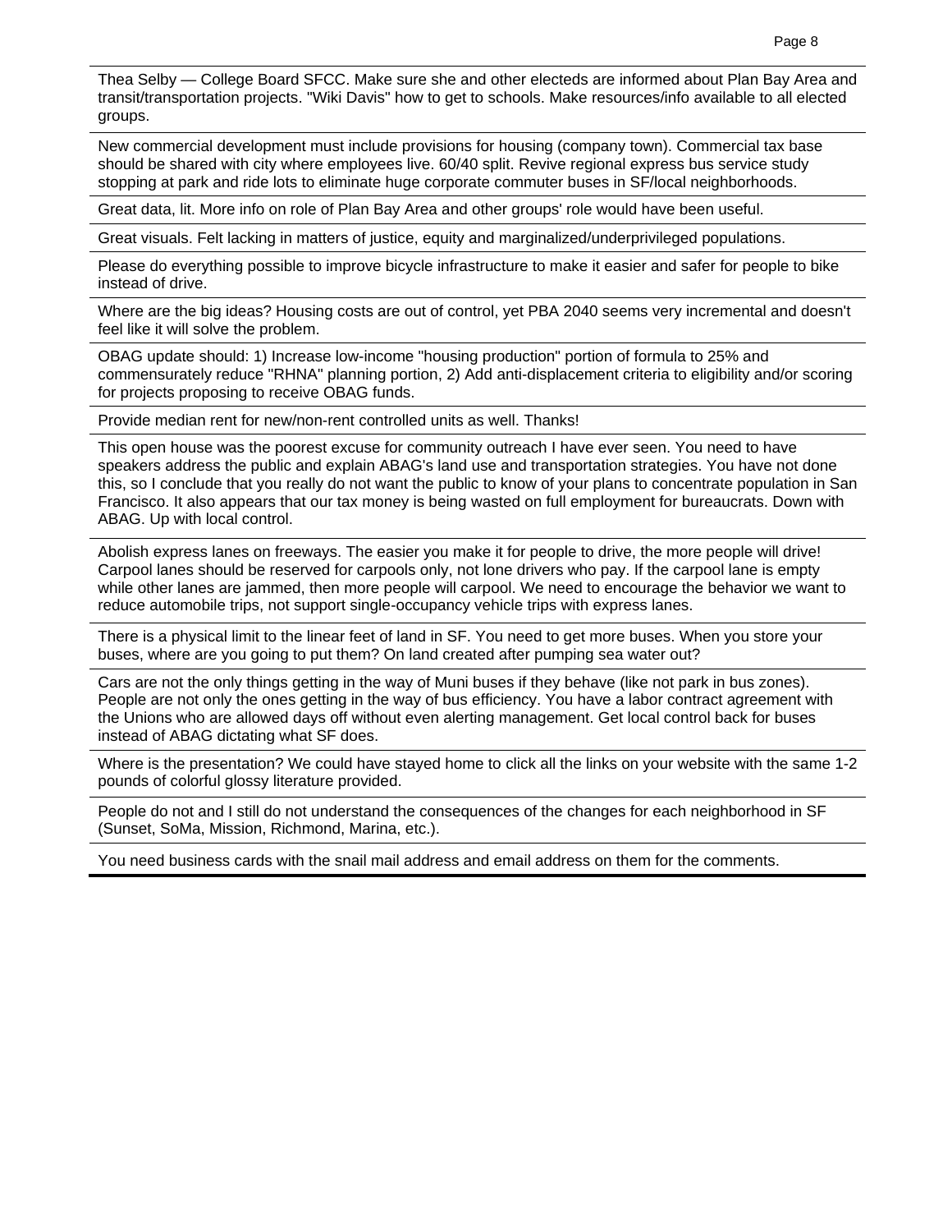Thea Selby — College Board SFCC. Make sure she and other electeds are informed about Plan Bay Area and transit/transportation projects. "Wiki Davis" how to get to schools. Make resources/info available to all elected groups.

New commercial development must include provisions for housing (company town). Commercial tax base should be shared with city where employees live. 60/40 split. Revive regional express bus service study stopping at park and ride lots to eliminate huge corporate commuter buses in SF/local neighborhoods.

Great data, lit. More info on role of Plan Bay Area and other groups' role would have been useful.

Great visuals. Felt lacking in matters of justice, equity and marginalized/underprivileged populations.

Please do everything possible to improve bicycle infrastructure to make it easier and safer for people to bike instead of drive.

Where are the big ideas? Housing costs are out of control, yet PBA 2040 seems very incremental and doesn't feel like it will solve the problem.

OBAG update should: 1) Increase low-income "housing production" portion of formula to 25% and commensurately reduce "RHNA" planning portion, 2) Add anti-displacement criteria to eligibility and/or scoring for projects proposing to receive OBAG funds.

Provide median rent for new/non-rent controlled units as well. Thanks!

This open house was the poorest excuse for community outreach I have ever seen. You need to have speakers address the public and explain ABAG's land use and transportation strategies. You have not done this, so I conclude that you really do not want the public to know of your plans to concentrate population in San Francisco. It also appears that our tax money is being wasted on full employment for bureaucrats. Down with ABAG. Up with local control.

Abolish express lanes on freeways. The easier you make it for people to drive, the more people will drive! Carpool lanes should be reserved for carpools only, not lone drivers who pay. If the carpool lane is empty while other lanes are jammed, then more people will carpool. We need to encourage the behavior we want to reduce automobile trips, not support single-occupancy vehicle trips with express lanes.

There is a physical limit to the linear feet of land in SF. You need to get more buses. When you store your buses, where are you going to put them? On land created after pumping sea water out?

Cars are not the only things getting in the way of Muni buses if they behave (like not park in bus zones). People are not only the ones getting in the way of bus efficiency. You have a labor contract agreement with the Unions who are allowed days off without even alerting management. Get local control back for buses instead of ABAG dictating what SF does.

Where is the presentation? We could have stayed home to click all the links on your website with the same 1-2 pounds of colorful glossy literature provided.

People do not and I still do not understand the consequences of the changes for each neighborhood in SF (Sunset, SoMa, Mission, Richmond, Marina, etc.).

You need business cards with the snail mail address and email address on them for the comments.